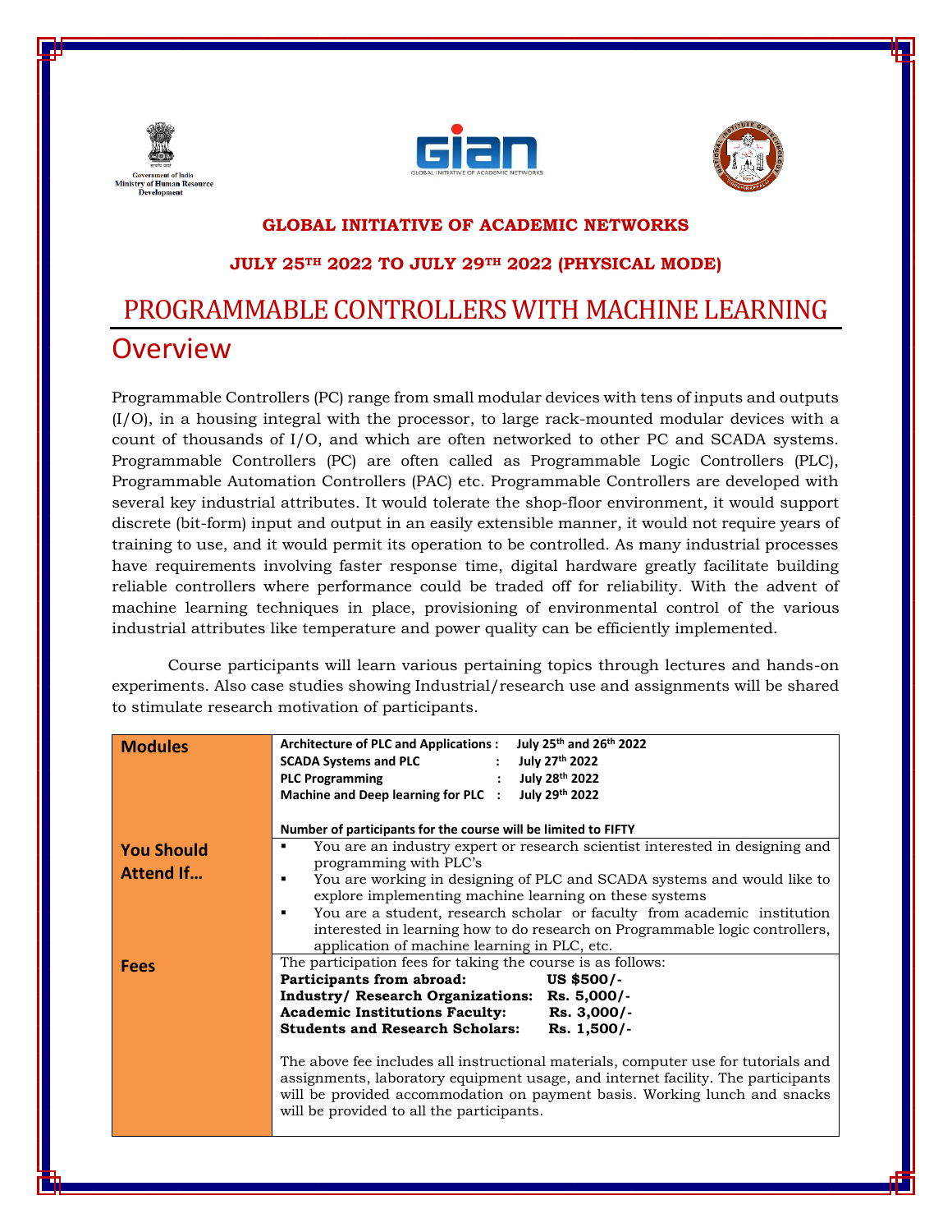Government of India
Ministry of Human Resource Development

**GLOBAL INITIATIVE OF ACADEMIC NETWORKS**

**JULY 25TH 2022 TO JULY 29TH 2022 (PHYSICAL MODE)**

# PROGRAMMABLE CONTROLLERS WITH MACHINE LEARNING

## Overview

Programmable Controllers (PC) range from small modular devices with tens of inputs and outputs (I/O), in a housing integral with the processor, to large rack-mounted modular devices with a count of thousands of I/O, and which are often networked to other PC and SCADA systems. Programmable Controllers (PC) are often called as Programmable Logic Controllers (PLC), Programmable Automation Controllers (PAC) etc. Programmable Controllers are developed with several key industrial attributes. It would tolerate the shop-floor environment, it would support discrete (bit-form) input and output in an easily extensible manner, it would not require years of training to use, and it would permit its operation to be controlled. As many industrial processes have requirements involving faster response time, digital hardware greatly facilitate building reliable controllers where performance could be traded off for reliability. With the advent of machine learning techniques in place, provisioning of environmental control of the various industrial attributes like temperature and power quality can be efficiently implemented.

Course participants will learn various pertaining topics through lectures and hands-on experiments. Also case studies showing Industrial/research use and assignments will be shared to stimulate research motivation of participants.

| | |
|---|---|
| **Modules** | **Architecture of PLC and Applications : July 25th and 26th 2022**<br>**SCADA Systems and PLC : July 27th 2022**<br>**PLC Programming : July 28th 2022**<br>**Machine and Deep learning for PLC : July 29th 2022**<br><br>**Number of participants for the course will be limited to FIFTY** |
| **You Should Attend If…** | ▪ You are an industry expert or research scientist interested in designing and programming with PLC's<br>▪ You are working in designing of PLC and SCADA systems and would like to explore implementing machine learning on these systems<br>▪ You are a student, research scholar or faculty from academic institution interested in learning how to do research on Programmable logic controllers, application of machine learning in PLC, etc. |
| **Fees** | The participation fees for taking the course is as follows:<br>**Participants from abroad: US $500/-**<br>**Industry/ Research Organizations: Rs. 5,000/-**<br>**Academic Institutions Faculty: Rs. 3,000/-**<br>**Students and Research Scholars: Rs. 1,500/-**<br><br>The above fee includes all instructional materials, computer use for tutorials and assignments, laboratory equipment usage, and internet facility. The participants will be provided accommodation on payment basis. Working lunch and snacks will be provided to all the participants. |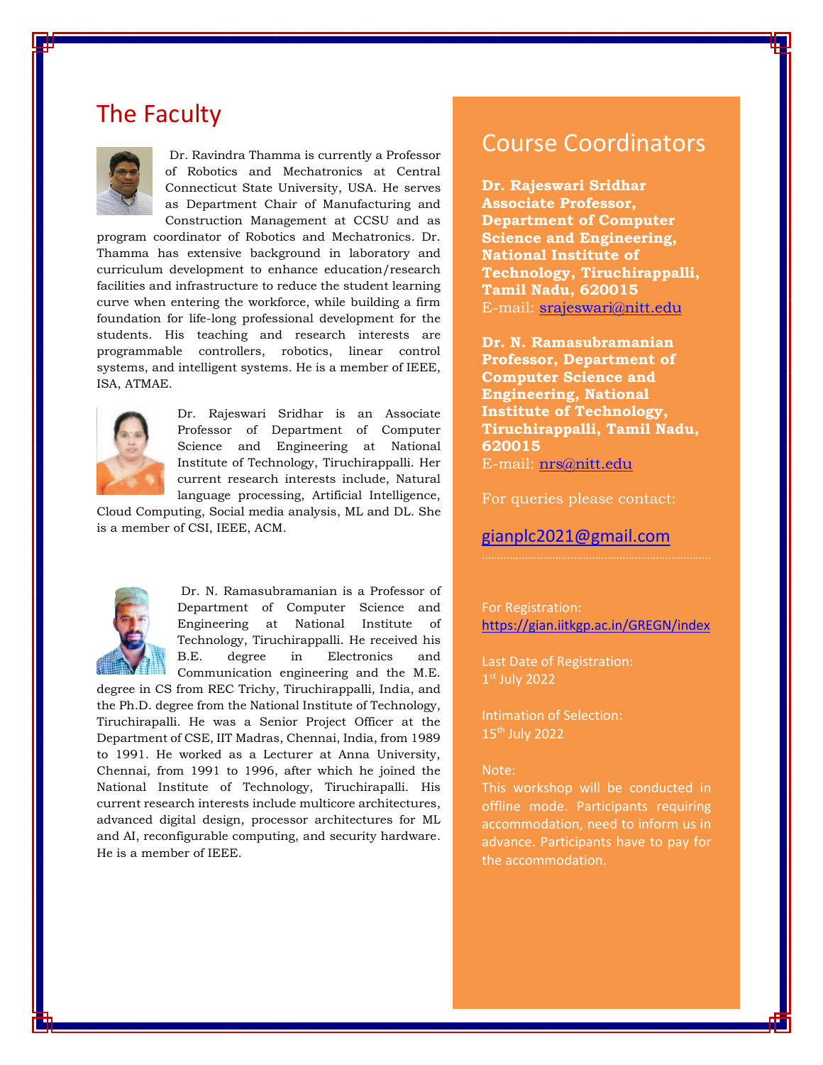# The Faculty

Dr. Ravindra Thamma is currently a Professor of Robotics and Mechatronics at Central Connecticut State University, USA. He serves as Department Chair of Manufacturing and Construction Management at CCSU and as program coordinator of Robotics and Mechatronics. Dr. Thamma has extensive background in laboratory and curriculum development to enhance education/research facilities and infrastructure to reduce the student learning curve when entering the workforce, while building a firm foundation for life-long professional development for the students. His teaching and research interests are programmable controllers, robotics, linear control systems, and intelligent systems. He is a member of IEEE, ISA, ATMAE.

Dr. Rajeswari Sridhar is an Associate Professor of Department of Computer Science and Engineering at National Institute of Technology, Tiruchirappalli. Her current research interests include, Natural language processing, Artificial Intelligence, Cloud Computing, Social media analysis, ML and DL. She is a member of CSI, IEEE, ACM.

Dr. N. Ramasubramanian is a Professor of Department of Computer Science and Engineering at National Institute of Technology, Tiruchirappalli. He received his B.E. degree in Electronics and Communication engineering and the M.E. degree in CS from REC Trichy, Tiruchirappalli, India, and the Ph.D. degree from the National Institute of Technology, Tiruchirapalli. He was a Senior Project Officer at the Department of CSE, IIT Madras, Chennai, India, from 1989 to 1991. He worked as a Lecturer at Anna University, Chennai, from 1991 to 1996, after which he joined the National Institute of Technology, Tiruchirappalli. His current research interests include multicore architectures, advanced digital design, processor architectures for ML and AI, reconfigurable computing, and security hardware. He is a member of IEEE.

## Course Coordinators

**Dr. Rajeswari Sridhar Associate Professor, Department of Computer Science and Engineering, National Institute of Technology, Tiruchirappalli, Tamil Nadu, 620015**
E-mail: srajeswari@nitt.edu

**Dr. N. Ramasubramanian Professor, Department of Computer Science and Engineering, National Institute of Technology, Tiruchirappalli, Tamil Nadu, 620015**
E-mail: nrs@nitt.edu

For queries please contact:

gianplc2021@gmail.com

For Registration:
https://gian.iitkgp.ac.in/GREGN/index

Last Date of Registration:
1st July 2022

Intimation of Selection:
15th July 2022

Note:
This workshop will be conducted in offline mode. Participants requiring accommodation, need to inform us in advance. Participants have to pay for the accommodation.